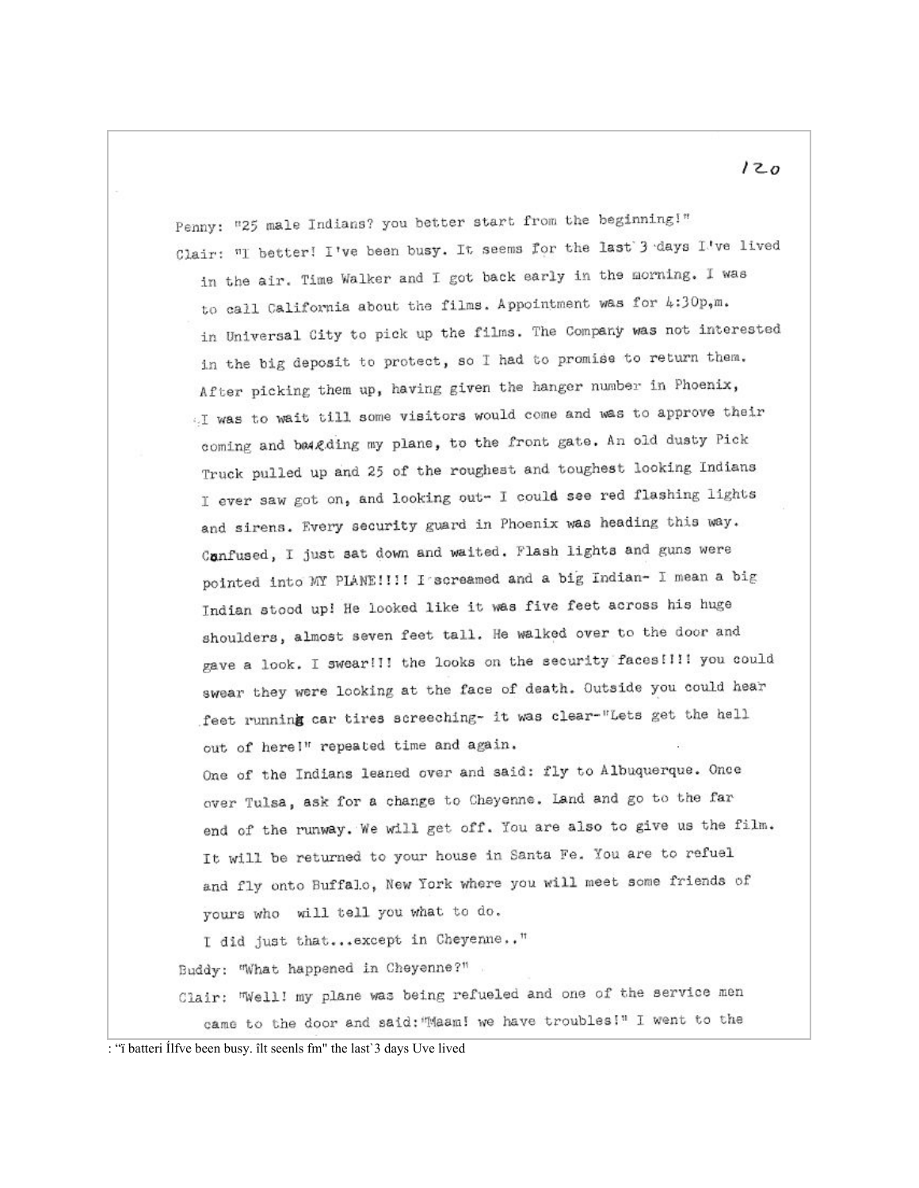Penny: "25 male Indians? you better start from the beginning!"

Clair: "I better! I've been busy. It seems for the last 3 days I've lived in the air. Time Walker and I got back early in the morning. I was to call California about the films. Appointment was for 4:30p,m. in Universal City to pick up the films. The Company was not interested in the big deposit to protect, so I had to promise to return them. After picking them up, having given the hanger number in Phoenix, I was to wait till some visitors would come and was to approve their coming and boarding my plane, to the front gate. An old dusty Pick Truck pulled up and 25 of the roughest and toughest looking Indians I ever saw got on, and looking out- I could see red flashing lights and sirens. Every security guard in Phoenix was heading this way. Confused, I just sat down and waited. Flash lights and guns were pointed into MY PLANE!!!! I screamed and a big Indian- I mean a big Indian stood up! He looked like it was five feet across his huge shoulders, almost seven feet tall. He walked over to the door and gave a look. I swear!!! the looks on the security faces!!!! you could swear they were looking at the face of death. Outside you could hear feet running car tires screeching- it was clear-"Lets get the hell out of here!" repeated time and again.

One of the Indians leaned over and said: fly to Albuquerque. Once over Tulsa, ask for a change to Cheyenne. Land and go to the far end of the runway. We will get off. You are also to give us the film. It will be returned to your house in Santa Fe. You are to refuel and fly onto Buffalo, New York where you will meet some friends of yours who will tell you what to do.

I did just that...except in Cheyenne.."

Buddy: "What happened in Cheyenne?"

Clair: "Well! my plane was being refueled and one of the service men came to the door and said: "Maam! we have troubles!" I went to the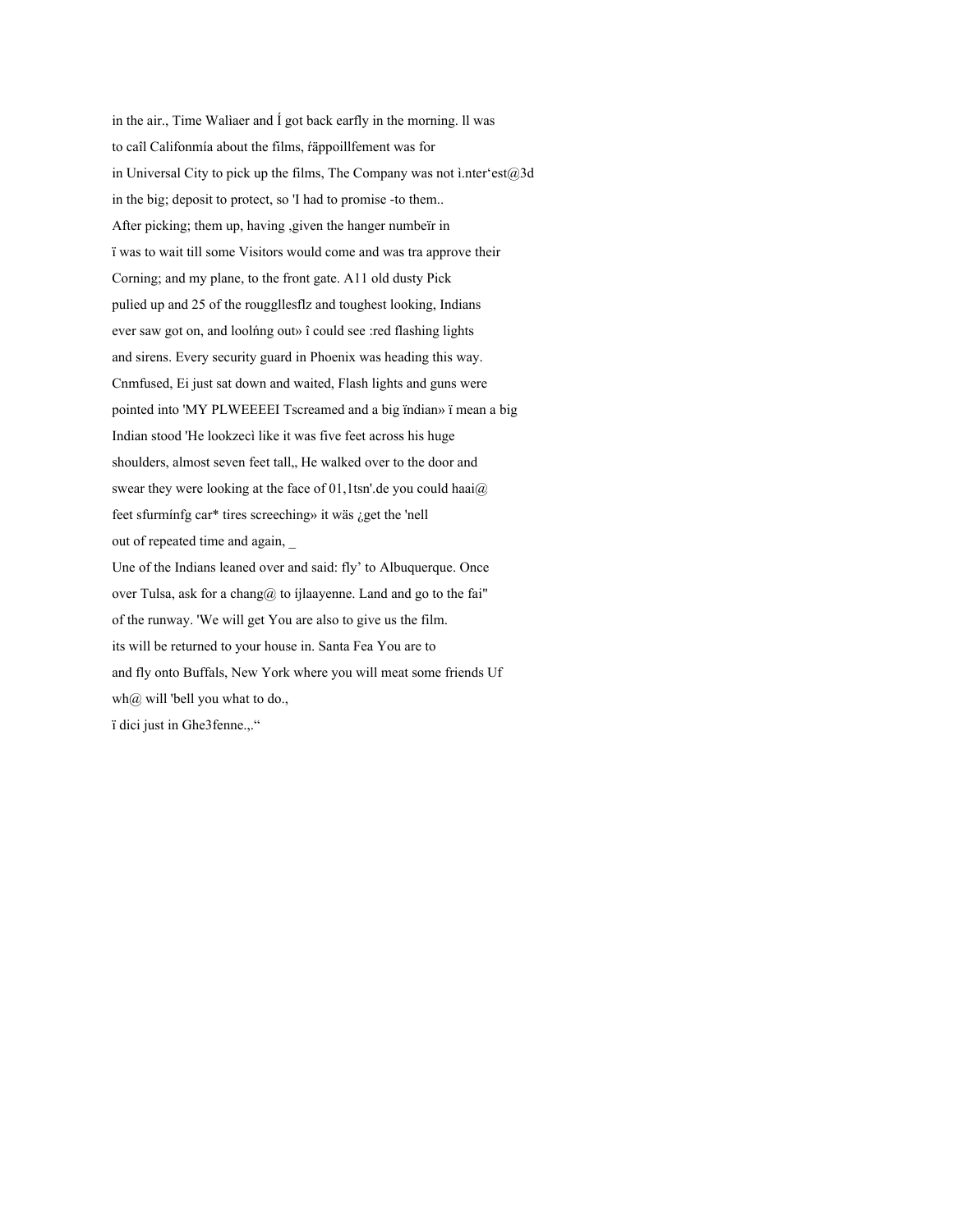in the air., Time Walìaer and Í got back earfly in the morning. ll was
to caîl Califonmía about the films, ŕäppoillfement was for
in Universal City to pick up the films, The Company was not i.nter'est@3d
in the big; deposit to protect, so 'I had to promise -to them..
After picking; them up, having ,given the hanger numbeïr in
ï was to wait till some Visitors would come and was tra approve their
Corning; and my plane, to the front gate. A11 old dusty Pick
pulied up and 25 of the rouggllesflz and toughest looking, Indians
ever saw got on, and loolńng out» î could see :red flashing lights
and sirens. Every security guard in Phoenix was heading this way.
Cnmfused, Ei just sat down and waited, Flash lights and guns were
pointed into 'MY PLWEEEEI Tscreamed and a big ïndian» ï mean a big
Indian stood 'He lookzeci like it was five feet across his huge
shoulders, almost seven feet tall,, He walked over to the door and
swear they were looking at the face of 01,1tsn'.de you could haai@
feet sfurmínfg car* tires screeching» it wäs ¿get the 'nell
out of repeated time and again, _
Une of the Indians leaned over and said: fly' to Albuquerque. Once
over Tulsa, ask for a chang@ to íjlaayenne. Land and go to the fai"
of the runway. 'We will get You are also to give us the film.
its will be returned to your house in. Santa Fea You are to
and fly onto Buffals, New York where you will meat some friends Uf
wh@ will 'bell you what to do.,
ï dici just in Ghe3fenne.,."